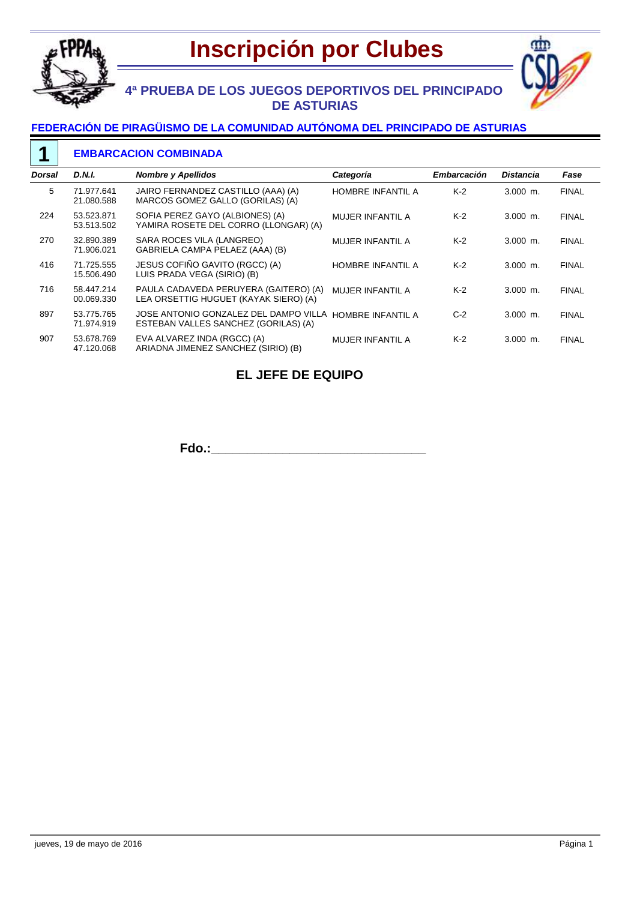# Inscripción por Clubes

## 4ª PRUEBA DE LOS JUEGOS DEPORTIVOS DEL PRINCIPADO DE ASTURIAS

### FEDERACIÓN DE PIRAGÜISMO DE LA COMUNIDAD AUTÓNOMA DEL PRINCIPADO DE ASTURIAS

### 1 EMBARCACION COMBINADA

| *Dorsal* | *D.N.I.* | *Nombre y Apellidos* | *Categoría* | *Embarcación* | *Distancia* | *Fase* |
|---|---|---|---|---|---|---|
| 5 | 71.977.641<br>21.080.588 | JAIRO FERNANDEZ CASTILLO (AAA) (A)<br>MARCOS GOMEZ GALLO (GORILAS) (A) | HOMBRE INFANTIL A | K-2 | 3.000 m. | FINAL |
| 224 | 53.523.871<br>53.513.502 | SOFIA PEREZ GAYO (ALBIONES) (A)<br>YAMIRA ROSETE DEL CORRO (LLONGAR) (A) | MUJER INFANTIL A | K-2 | 3.000 m. | FINAL |
| 270 | 32.890.389<br>71.906.021 | SARA ROCES VILA (LANGREO)<br>GABRIELA CAMPA PELAEZ (AAA) (B) | MUJER INFANTIL A | K-2 | 3.000 m. | FINAL |
| 416 | 71.725.555<br>15.506.490 | JESUS COFIÑO GAVITO (RGCC) (A)<br>LUIS PRADA VEGA (SIRIO) (B) | HOMBRE INFANTIL A | K-2 | 3.000 m. | FINAL |
| 716 | 58.447.214<br>00.069.330 | PAULA CADAVEDA PERUYERA (GAITERO) (A)<br>LEA ORSETTIG HUGUET (KAYAK SIERO) (A) | MUJER INFANTIL A | K-2 | 3.000 m. | FINAL |
| 897 | 53.775.765<br>71.974.919 | JOSE ANTONIO GONZALEZ DEL DAMPO VILLA<br>ESTEBAN VALLES SANCHEZ (GORILAS) (A) | HOMBRE INFANTIL A | C-2 | 3.000 m. | FINAL |
| 907 | 53.678.769<br>47.120.068 | EVA ALVAREZ INDA (RGCC) (A)<br>ARIADNA JIMENEZ SANCHEZ (SIRIO) (B) | MUJER INFANTIL A | K-2 | 3.000 m. | FINAL |

**EL JEFE DE EQUIPO**

**Fdo.:**_______________________________

jueves, 19 de mayo de 2016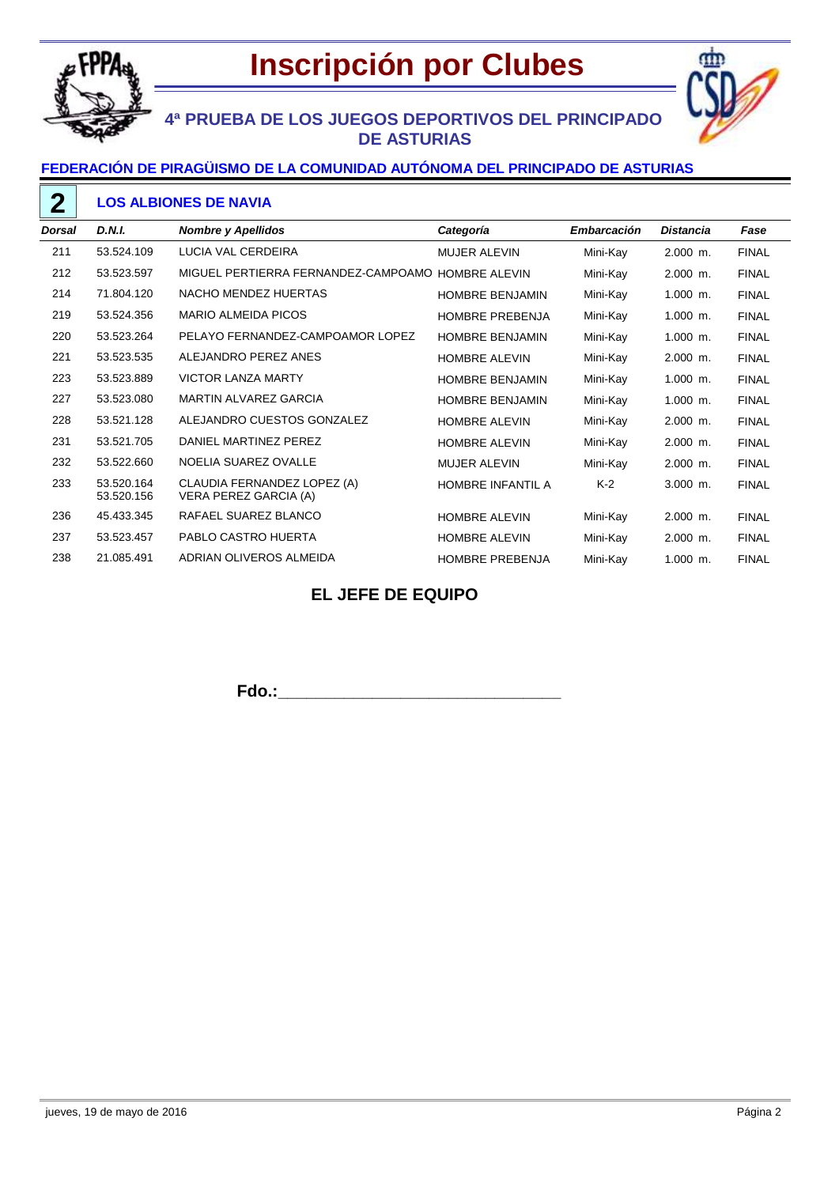# Inscripción por Clubes

## 4ª PRUEBA DE LOS JUEGOS DEPORTIVOS DEL PRINCIPADO DE ASTURIAS

### FEDERACIÓN DE PIRAGÜISMO DE LA COMUNIDAD AUTÓNOMA DEL PRINCIPADO DE ASTURIAS

**2** **LOS ALBIONES DE NAVIA**

| *Dorsal* | *D.N.I.* | *Nombre y Apellidos* | *Categoría* | *Embarcación* | *Distancia* | *Fase* |
|---|---|---|---|---|---|---|
| 211 | 53.524.109 | LUCIA VAL CERDEIRA | MUJER ALEVIN | Mini-Kay | 2.000 m. | FINAL |
| 212 | 53.523.597 | MIGUEL PERTIERRA FERNANDEZ-CAMPOAMO | HOMBRE ALEVIN | Mini-Kay | 2.000 m. | FINAL |
| 214 | 71.804.120 | NACHO MENDEZ HUERTAS | HOMBRE BENJAMIN | Mini-Kay | 1.000 m. | FINAL |
| 219 | 53.524.356 | MARIO ALMEIDA PICOS | HOMBRE PREBENJA | Mini-Kay | 1.000 m. | FINAL |
| 220 | 53.523.264 | PELAYO FERNANDEZ-CAMPOAMOR LOPEZ | HOMBRE BENJAMIN | Mini-Kay | 1.000 m. | FINAL |
| 221 | 53.523.535 | ALEJANDRO PEREZ ANES | HOMBRE ALEVIN | Mini-Kay | 2.000 m. | FINAL |
| 223 | 53.523.889 | VICTOR LANZA MARTY | HOMBRE BENJAMIN | Mini-Kay | 1.000 m. | FINAL |
| 227 | 53.523.080 | MARTIN ALVAREZ GARCIA | HOMBRE BENJAMIN | Mini-Kay | 1.000 m. | FINAL |
| 228 | 53.521.128 | ALEJANDRO CUESTOS GONZALEZ | HOMBRE ALEVIN | Mini-Kay | 2.000 m. | FINAL |
| 231 | 53.521.705 | DANIEL MARTINEZ PEREZ | HOMBRE ALEVIN | Mini-Kay | 2.000 m. | FINAL |
| 232 | 53.522.660 | NOELIA SUAREZ OVALLE | MUJER ALEVIN | Mini-Kay | 2.000 m. | FINAL |
| 233 | 53.520.164<br>53.520.156 | CLAUDIA FERNANDEZ LOPEZ (A)<br>VERA PEREZ GARCIA (A) | HOMBRE INFANTIL A | K-2 | 3.000 m. | FINAL |
| 236 | 45.433.345 | RAFAEL SUAREZ BLANCO | HOMBRE ALEVIN | Mini-Kay | 2.000 m. | FINAL |
| 237 | 53.523.457 | PABLO CASTRO HUERTA | HOMBRE ALEVIN | Mini-Kay | 2.000 m. | FINAL |
| 238 | 21.085.491 | ADRIAN OLIVEROS ALMEIDA | HOMBRE PREBENJA | Mini-Kay | 1.000 m. | FINAL |

**EL JEFE DE EQUIPO**

**Fdo.:**_______________________________

jueves, 19 de mayo de 2016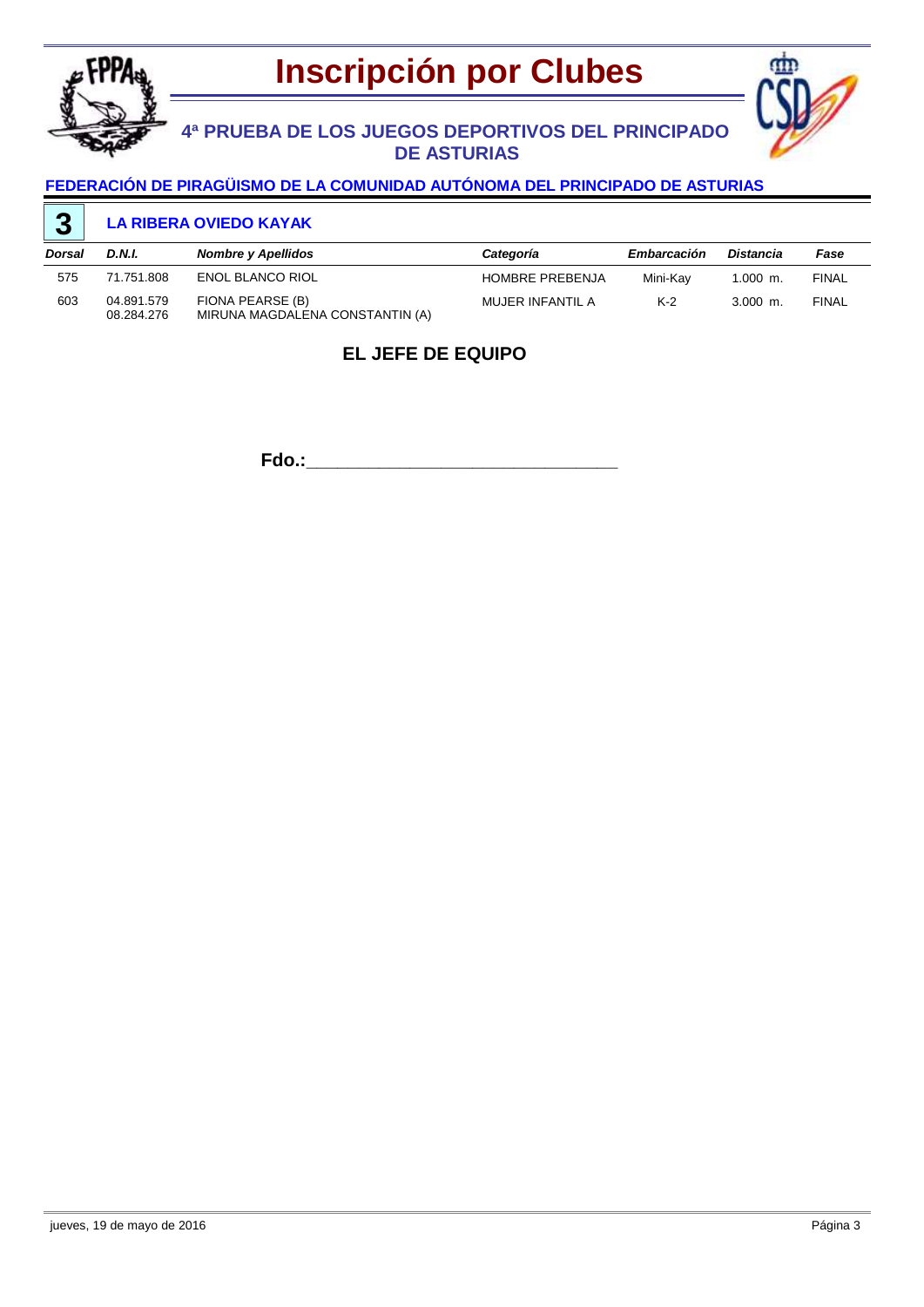# Inscripción por Clubes

## 4ª PRUEBA DE LOS JUEGOS DEPORTIVOS DEL PRINCIPADO DE ASTURIAS

### FEDERACIÓN DE PIRAGÜISMO DE LA COMUNIDAD AUTÓNOMA DEL PRINCIPADO DE ASTURIAS

### 3 LA RIBERA OVIEDO KAYAK

| *Dorsal* | *D.N.I.* | *Nombre y Apellidos* | *Categoría* | *Embarcación* | *Distancia* | *Fase* |
|---|---|---|---|---|---|---|
| 575 | 71.751.808 | ENOL BLANCO RIOL | HOMBRE PREBENJA | Mini-Kay | 1.000 m. | FINAL |
| 603 | 04.891.579<br>08.284.276 | FIONA PEARSE (B)<br>MIRUNA MAGDALENA CONSTANTIN (A) | MUJER INFANTIL A | K-2 | 3.000 m. | FINAL |

**EL JEFE DE EQUIPO**

**Fdo.:**________________________________

jueves, 19 de mayo de 2016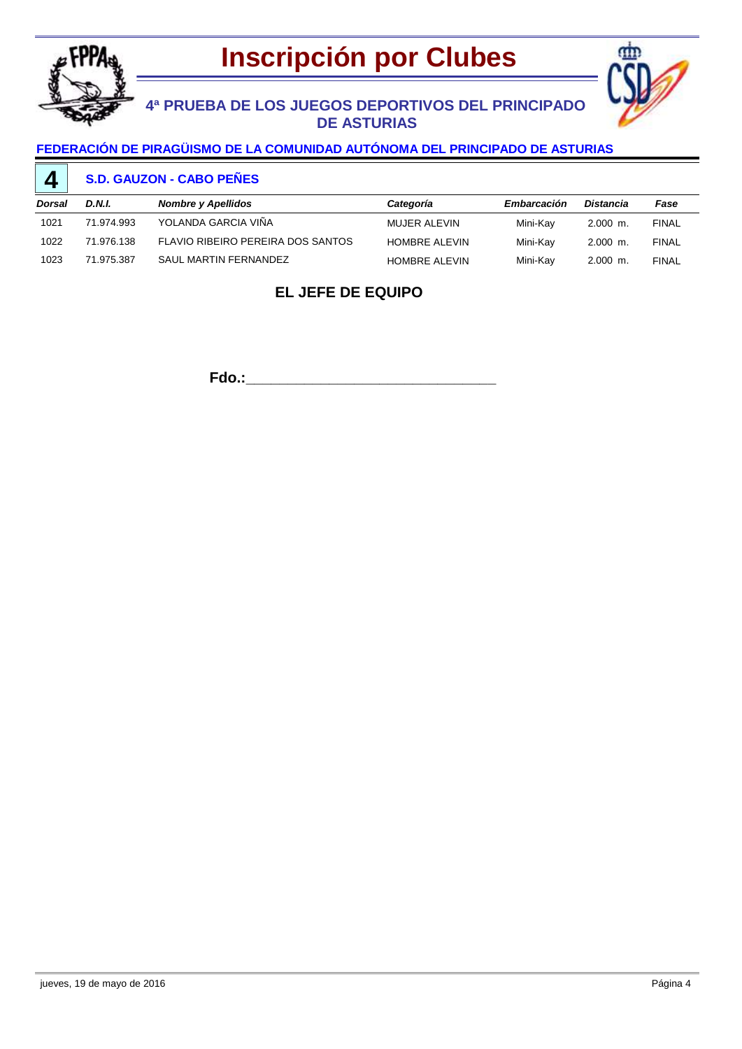# Inscripción por Clubes

## 4ª PRUEBA DE LOS JUEGOS DEPORTIVOS DEL PRINCIPADO DE ASTURIAS

### FEDERACIÓN DE PIRAGÜISMO DE LA COMUNIDAD AUTÓNOMA DEL PRINCIPADO DE ASTURIAS

### 4 S.D. GAUZON - CABO PEÑES

| *Dorsal* | *D.N.I.* | *Nombre y Apellidos* | *Categoría* | *Embarcación* | *Distancia* | *Fase* |
|---|---|---|---|---|---|---|
| 1021 | 71.974.993 | YOLANDA GARCIA VIÑA | MUJER ALEVIN | Mini-Kay | 2.000 m. | FINAL |
| 1022 | 71.976.138 | FLAVIO RIBEIRO PEREIRA DOS SANTOS | HOMBRE ALEVIN | Mini-Kay | 2.000 m. | FINAL |
| 1023 | 71.975.387 | SAUL MARTIN FERNANDEZ | HOMBRE ALEVIN | Mini-Kay | 2.000 m. | FINAL |

**EL JEFE DE EQUIPO**

**Fdo.:**\_\_\_\_\_\_\_\_\_\_\_\_\_\_\_\_\_\_\_\_\_\_\_\_\_\_\_\_\_\_

jueves, 19 de mayo de 2016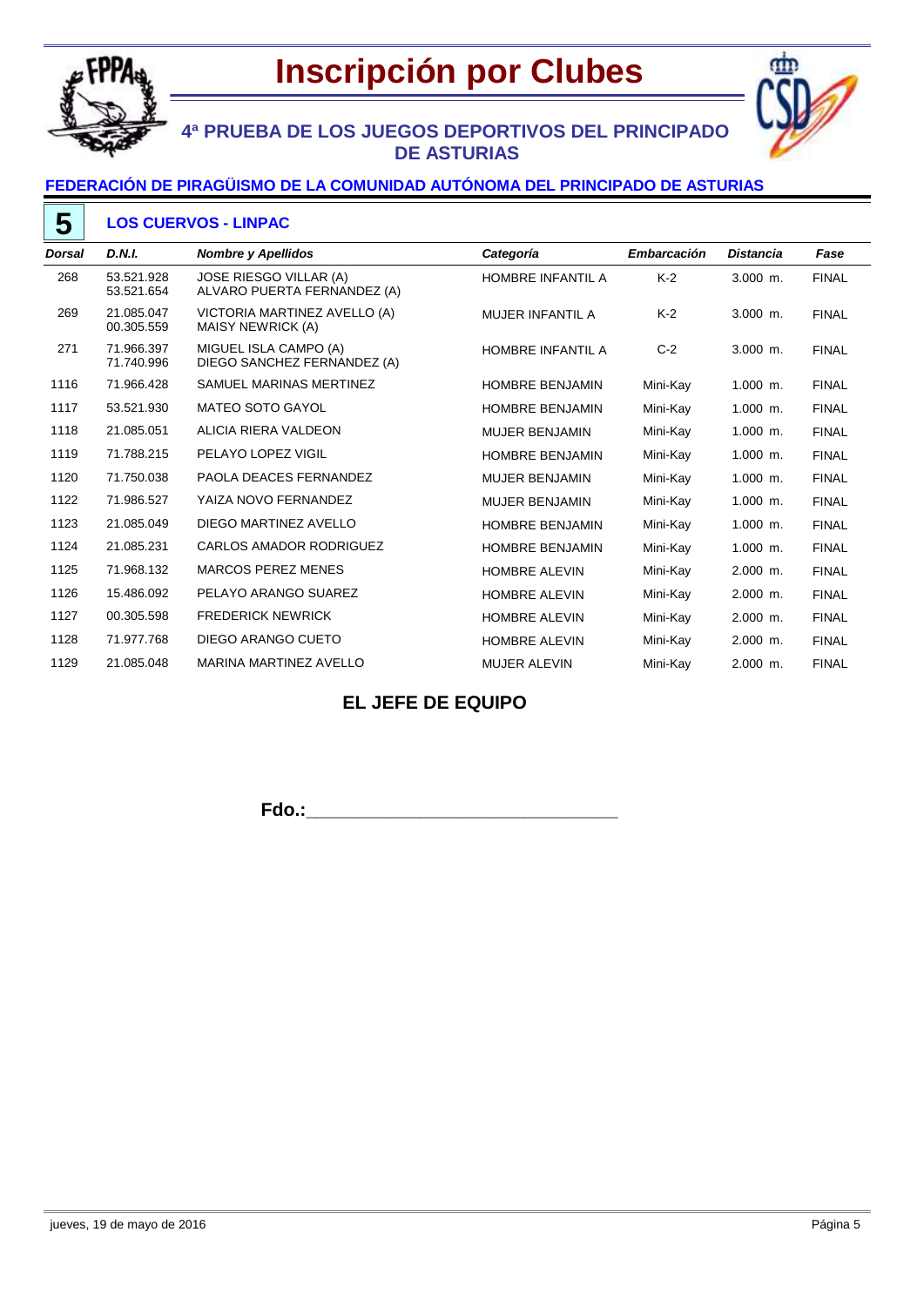# Inscripción por Clubes

## 4ª PRUEBA DE LOS JUEGOS DEPORTIVOS DEL PRINCIPADO DE ASTURIAS

### FEDERACIÓN DE PIRAGÜISMO DE LA COMUNIDAD AUTÓNOMA DEL PRINCIPADO DE ASTURIAS

**5** **LOS CUERVOS - LINPAC**

| *Dorsal* | *D.N.I.* | *Nombre y Apellidos* | *Categoría* | *Embarcación* | *Distancia* | *Fase* |
|---|---|---|---|---|---|---|
| 268 | 53.521.928<br>53.521.654 | JOSE RIESGO VILLAR (A)<br>ALVARO PUERTA FERNANDEZ (A) | HOMBRE INFANTIL A | K-2 | 3.000 m. | FINAL |
| 269 | 21.085.047<br>00.305.559 | VICTORIA MARTINEZ AVELLO (A)<br>MAISY NEWRICK (A) | MUJER INFANTIL A | K-2 | 3.000 m. | FINAL |
| 271 | 71.966.397<br>71.740.996 | MIGUEL ISLA CAMPO (A)<br>DIEGO SANCHEZ FERNANDEZ (A) | HOMBRE INFANTIL A | C-2 | 3.000 m. | FINAL |
| 1116 | 71.966.428 | SAMUEL MARINAS MERTINEZ | HOMBRE BENJAMIN | Mini-Kay | 1.000 m. | FINAL |
| 1117 | 53.521.930 | MATEO SOTO GAYOL | HOMBRE BENJAMIN | Mini-Kay | 1.000 m. | FINAL |
| 1118 | 21.085.051 | ALICIA RIERA VALDEON | MUJER BENJAMIN | Mini-Kay | 1.000 m. | FINAL |
| 1119 | 71.788.215 | PELAYO LOPEZ VIGIL | HOMBRE BENJAMIN | Mini-Kay | 1.000 m. | FINAL |
| 1120 | 71.750.038 | PAOLA DEACES FERNANDEZ | MUJER BENJAMIN | Mini-Kay | 1.000 m. | FINAL |
| 1122 | 71.986.527 | YAIZA NOVO FERNANDEZ | MUJER BENJAMIN | Mini-Kay | 1.000 m. | FINAL |
| 1123 | 21.085.049 | DIEGO MARTINEZ AVELLO | HOMBRE BENJAMIN | Mini-Kay | 1.000 m. | FINAL |
| 1124 | 21.085.231 | CARLOS AMADOR RODRIGUEZ | HOMBRE BENJAMIN | Mini-Kay | 1.000 m. | FINAL |
| 1125 | 71.968.132 | MARCOS PEREZ MENES | HOMBRE ALEVIN | Mini-Kay | 2.000 m. | FINAL |
| 1126 | 15.486.092 | PELAYO ARANGO SUAREZ | HOMBRE ALEVIN | Mini-Kay | 2.000 m. | FINAL |
| 1127 | 00.305.598 | FREDERICK NEWRICK | HOMBRE ALEVIN | Mini-Kay | 2.000 m. | FINAL |
| 1128 | 71.977.768 | DIEGO ARANGO CUETO | HOMBRE ALEVIN | Mini-Kay | 2.000 m. | FINAL |
| 1129 | 21.085.048 | MARINA MARTINEZ AVELLO | MUJER ALEVIN | Mini-Kay | 2.000 m. | FINAL |

**EL JEFE DE EQUIPO**

**Fdo.:_______________________________**

jueves, 19 de mayo de 2016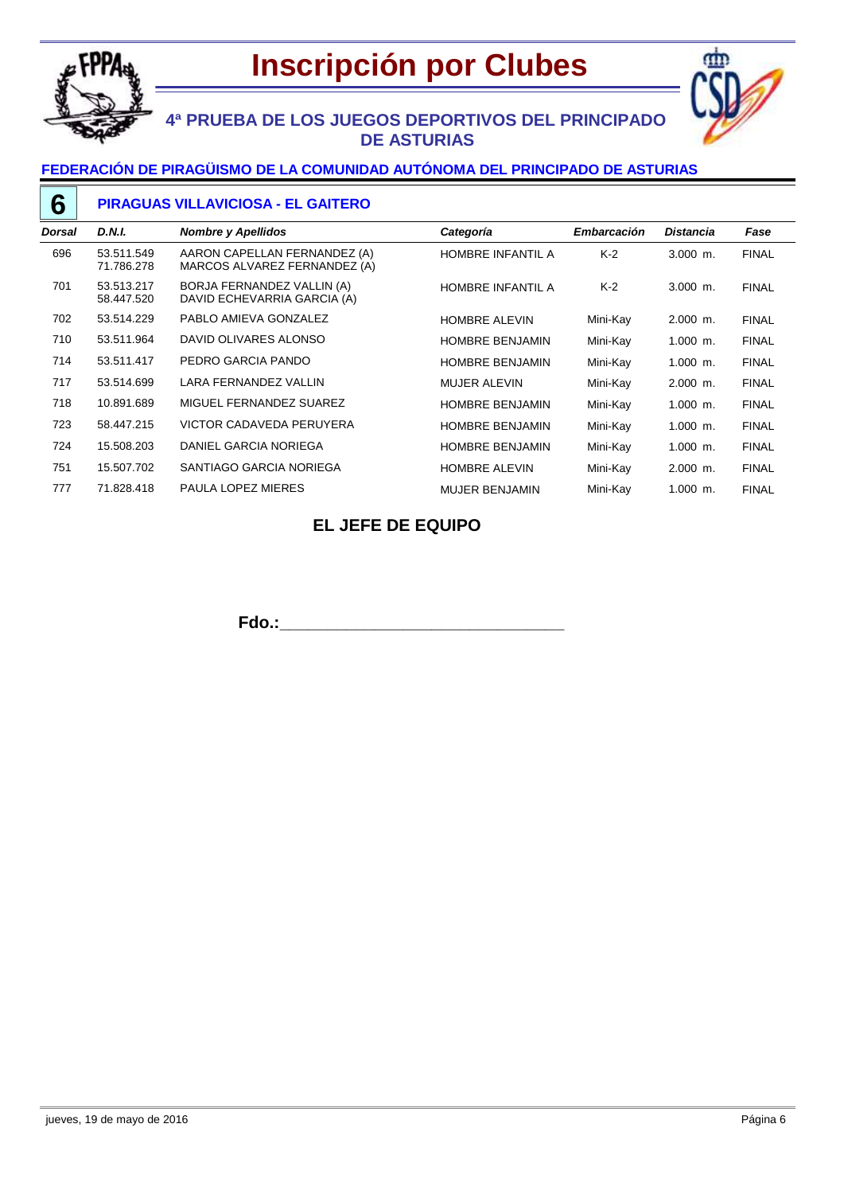# Inscripción por Clubes

## 4ª PRUEBA DE LOS JUEGOS DEPORTIVOS DEL PRINCIPADO DE ASTURIAS

### FEDERACIÓN DE PIRAGÜISMO DE LA COMUNIDAD AUTÓNOMA DEL PRINCIPADO DE ASTURIAS

### 6 PIRAGUAS VILLAVICIOSA - EL GAITERO

| *Dorsal* | *D.N.I.* | *Nombre y Apellidos* | *Categoría* | *Embarcación* | *Distancia* | *Fase* |
|---|---|---|---|---|---|---|
| 696 | 53.511.549<br>71.786.278 | AARON CAPELLAN FERNANDEZ (A)<br>MARCOS ALVAREZ FERNANDEZ (A) | HOMBRE INFANTIL A | K-2 | 3.000 m. | FINAL |
| 701 | 53.513.217<br>58.447.520 | BORJA FERNANDEZ VALLIN (A)<br>DAVID ECHEVARRIA GARCIA (A) | HOMBRE INFANTIL A | K-2 | 3.000 m. | FINAL |
| 702 | 53.514.229 | PABLO AMIEVA GONZALEZ | HOMBRE ALEVIN | Mini-Kay | 2.000 m. | FINAL |
| 710 | 53.511.964 | DAVID OLIVARES ALONSO | HOMBRE BENJAMIN | Mini-Kay | 1.000 m. | FINAL |
| 714 | 53.511.417 | PEDRO GARCIA PANDO | HOMBRE BENJAMIN | Mini-Kay | 1.000 m. | FINAL |
| 717 | 53.514.699 | LARA FERNANDEZ VALLIN | MUJER ALEVIN | Mini-Kay | 2.000 m. | FINAL |
| 718 | 10.891.689 | MIGUEL FERNANDEZ SUAREZ | HOMBRE BENJAMIN | Mini-Kay | 1.000 m. | FINAL |
| 723 | 58.447.215 | VICTOR CADAVEDA PERUYERA | HOMBRE BENJAMIN | Mini-Kay | 1.000 m. | FINAL |
| 724 | 15.508.203 | DANIEL GARCIA NORIEGA | HOMBRE BENJAMIN | Mini-Kay | 1.000 m. | FINAL |
| 751 | 15.507.702 | SANTIAGO GARCIA NORIEGA | HOMBRE ALEVIN | Mini-Kay | 2.000 m. | FINAL |
| 777 | 71.828.418 | PAULA LOPEZ MIERES | MUJER BENJAMIN | Mini-Kay | 1.000 m. | FINAL |

**EL JEFE DE EQUIPO**

**Fdo.:**\_\_\_\_\_\_\_\_\_\_\_\_\_\_\_\_\_\_\_\_\_\_\_\_\_\_\_\_\_\_

jueves, 19 de mayo de 2016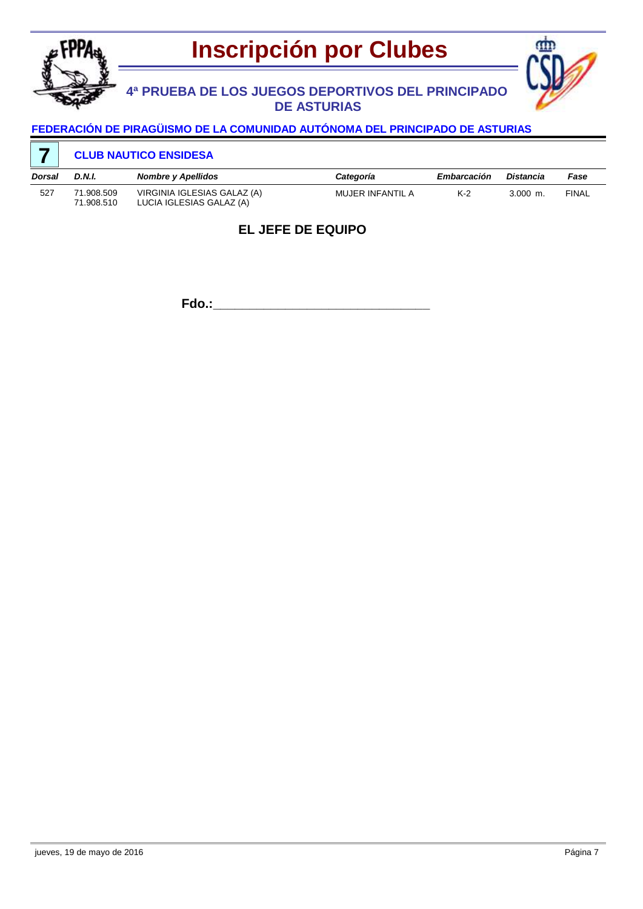# Inscripción por Clubes

## 4ª PRUEBA DE LOS JUEGOS DEPORTIVOS DEL PRINCIPADO DE ASTURIAS

### FEDERACIÓN DE PIRAGÜISMO DE LA COMUNIDAD AUTÓNOMA DEL PRINCIPADO DE ASTURIAS

**7** **CLUB NAUTICO ENSIDESA**

| *Dorsal* | *D.N.I.* | *Nombre y Apellidos* | *Categoría* | *Embarcación* | *Distancia* | *Fase* |
|---|---|---|---|---|---|---|
| 527 | 71.908.509<br>71.908.510 | VIRGINIA IGLESIAS GALAZ (A)<br>LUCIA IGLESIAS GALAZ (A) | MUJER INFANTIL A | K-2 | 3.000 m. | FINAL |

**EL JEFE DE EQUIPO**

**Fdo.:**_______________________________

jueves, 19 de mayo de 2016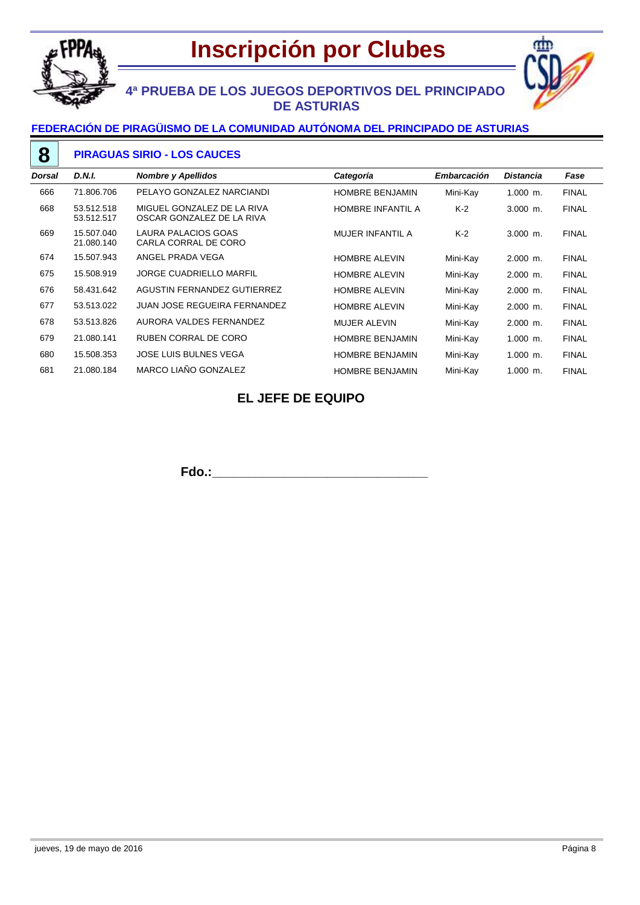# Inscripción por Clubes

## 4ª PRUEBA DE LOS JUEGOS DEPORTIVOS DEL PRINCIPADO DE ASTURIAS

### FEDERACIÓN DE PIRAGÜISMO DE LA COMUNIDAD AUTÓNOMA DEL PRINCIPADO DE ASTURIAS

### 8 PIRAGUAS SIRIO - LOS CAUCES

| Dorsal | D.N.I. | Nombre y Apellidos | Categoría | Embarcación | Distancia | Fase |
|---|---|---|---|---|---|---|
| 666 | 71.806.706 | PELAYO GONZALEZ NARCIANDI | HOMBRE BENJAMIN | Mini-Kay | 1.000 m. | FINAL |
| 668 | 53.512.518<br>53.512.517 | MIGUEL GONZALEZ DE LA RIVA<br>OSCAR GONZALEZ DE LA RIVA | HOMBRE INFANTIL A | K-2 | 3.000 m. | FINAL |
| 669 | 15.507.040<br>21.080.140 | LAURA PALACIOS GOAS<br>CARLA CORRAL DE CORO | MUJER INFANTIL A | K-2 | 3.000 m. | FINAL |
| 674 | 15.507.943 | ANGEL PRADA VEGA | HOMBRE ALEVIN | Mini-Kay | 2.000 m. | FINAL |
| 675 | 15.508.919 | JORGE CUADRIELLO MARFIL | HOMBRE ALEVIN | Mini-Kay | 2.000 m. | FINAL |
| 676 | 58.431.642 | AGUSTIN FERNANDEZ GUTIERREZ | HOMBRE ALEVIN | Mini-Kay | 2.000 m. | FINAL |
| 677 | 53.513.022 | JUAN JOSE REGUEIRA FERNANDEZ | HOMBRE ALEVIN | Mini-Kay | 2.000 m. | FINAL |
| 678 | 53.513.826 | AURORA VALDES FERNANDEZ | MUJER ALEVIN | Mini-Kay | 2.000 m. | FINAL |
| 679 | 21.080.141 | RUBEN CORRAL DE CORO | HOMBRE BENJAMIN | Mini-Kay | 1.000 m. | FINAL |
| 680 | 15.508.353 | JOSE LUIS BULNES VEGA | HOMBRE BENJAMIN | Mini-Kay | 1.000 m. | FINAL |
| 681 | 21.080.184 | MARCO LIAÑO GONZALEZ | HOMBRE BENJAMIN | Mini-Kay | 1.000 m. | FINAL |

**EL JEFE DE EQUIPO**

**Fdo.:**______________________________

jueves, 19 de mayo de 2016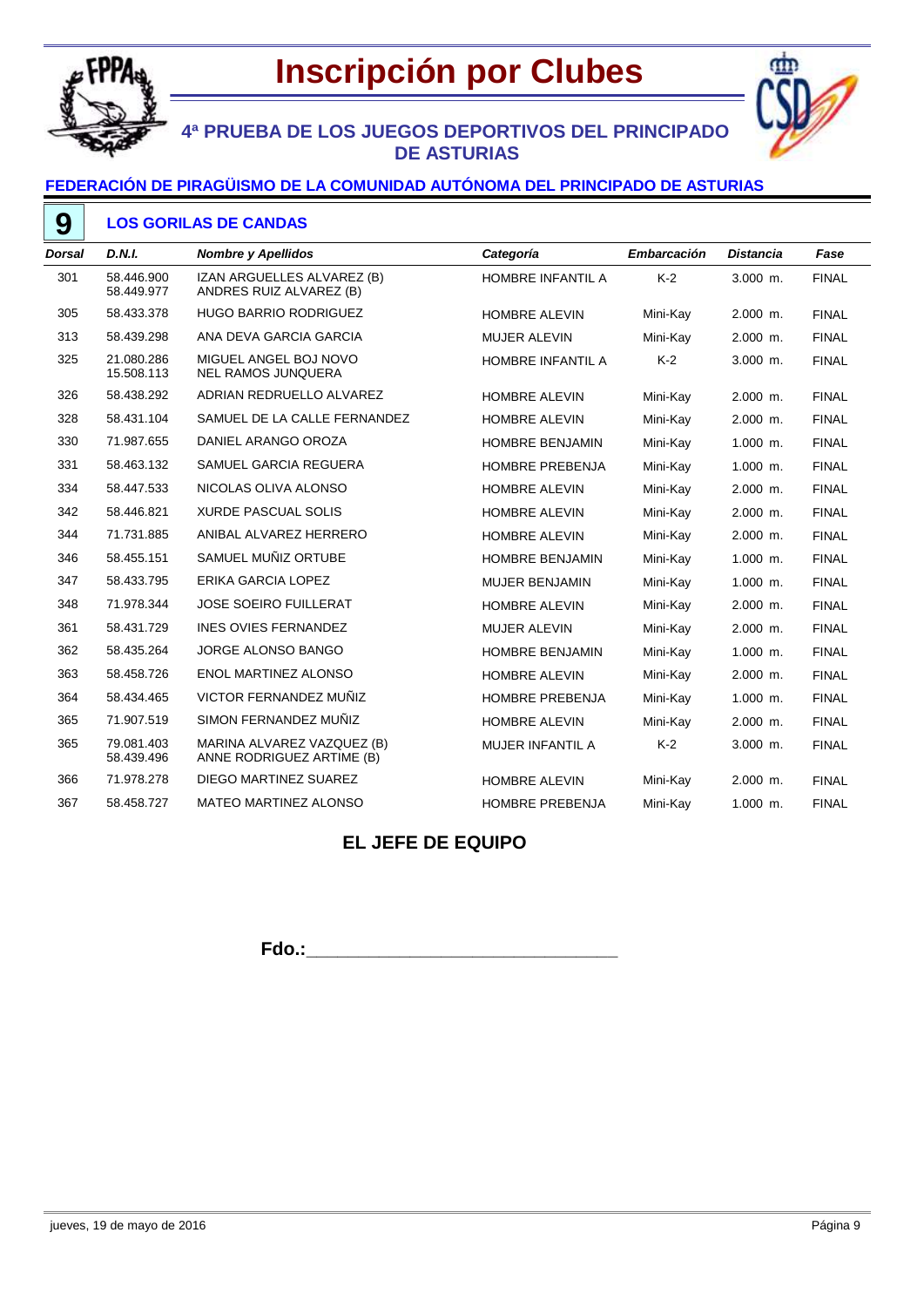# Inscripción por Clubes

## 4ª PRUEBA DE LOS JUEGOS DEPORTIVOS DEL PRINCIPADO DE ASTURIAS

### FEDERACIÓN DE PIRAGÜISMO DE LA COMUNIDAD AUTÓNOMA DEL PRINCIPADO DE ASTURIAS

**9** **LOS GORILAS DE CANDAS**

| Dorsal | D.N.I. | Nombre y Apellidos | Categoría | Embarcación | Distancia | Fase |
|---|---|---|---|---|---|---|
| 301 | 58.446.900<br>58.449.977 | IZAN ARGUELLES ALVAREZ (B)<br>ANDRES RUIZ ALVAREZ (B) | HOMBRE INFANTIL A | K-2 | 3.000 m. | FINAL |
| 305 | 58.433.378 | HUGO BARRIO RODRIGUEZ | HOMBRE ALEVIN | Mini-Kay | 2.000 m. | FINAL |
| 313 | 58.439.298 | ANA DEVA GARCIA GARCIA | MUJER ALEVIN | Mini-Kay | 2.000 m. | FINAL |
| 325 | 21.080.286<br>15.508.113 | MIGUEL ANGEL BOJ NOVO<br>NEL RAMOS JUNQUERA | HOMBRE INFANTIL A | K-2 | 3.000 m. | FINAL |
| 326 | 58.438.292 | ADRIAN REDRUELLO ALVAREZ | HOMBRE ALEVIN | Mini-Kay | 2.000 m. | FINAL |
| 328 | 58.431.104 | SAMUEL DE LA CALLE FERNANDEZ | HOMBRE ALEVIN | Mini-Kay | 2.000 m. | FINAL |
| 330 | 71.987.655 | DANIEL ARANGO OROZA | HOMBRE BENJAMIN | Mini-Kay | 1.000 m. | FINAL |
| 331 | 58.463.132 | SAMUEL GARCIA REGUERA | HOMBRE PREBENJA | Mini-Kay | 1.000 m. | FINAL |
| 334 | 58.447.533 | NICOLAS OLIVA ALONSO | HOMBRE ALEVIN | Mini-Kay | 2.000 m. | FINAL |
| 342 | 58.446.821 | XURDE PASCUAL SOLIS | HOMBRE ALEVIN | Mini-Kay | 2.000 m. | FINAL |
| 344 | 71.731.885 | ANIBAL ALVAREZ HERRERO | HOMBRE ALEVIN | Mini-Kay | 2.000 m. | FINAL |
| 346 | 58.455.151 | SAMUEL MUÑIZ ORTUBE | HOMBRE BENJAMIN | Mini-Kay | 1.000 m. | FINAL |
| 347 | 58.433.795 | ERIKA GARCIA LOPEZ | MUJER BENJAMIN | Mini-Kay | 1.000 m. | FINAL |
| 348 | 71.978.344 | JOSE SOEIRO FUILLERAT | HOMBRE ALEVIN | Mini-Kay | 2.000 m. | FINAL |
| 361 | 58.431.729 | INES OVIES FERNANDEZ | MUJER ALEVIN | Mini-Kay | 2.000 m. | FINAL |
| 362 | 58.435.264 | JORGE ALONSO BANGO | HOMBRE BENJAMIN | Mini-Kay | 1.000 m. | FINAL |
| 363 | 58.458.726 | ENOL MARTINEZ ALONSO | HOMBRE ALEVIN | Mini-Kay | 2.000 m. | FINAL |
| 364 | 58.434.465 | VICTOR FERNANDEZ MUÑIZ | HOMBRE PREBENJA | Mini-Kay | 1.000 m. | FINAL |
| 365 | 71.907.519 | SIMON FERNANDEZ MUÑIZ | HOMBRE ALEVIN | Mini-Kay | 2.000 m. | FINAL |
| 365 | 79.081.403<br>58.439.496 | MARINA ALVAREZ VAZQUEZ (B)<br>ANNE RODRIGUEZ ARTIME (B) | MUJER INFANTIL A | K-2 | 3.000 m. | FINAL |
| 366 | 71.978.278 | DIEGO MARTINEZ SUAREZ | HOMBRE ALEVIN | Mini-Kay | 2.000 m. | FINAL |
| 367 | 58.458.727 | MATEO MARTINEZ ALONSO | HOMBRE PREBENJA | Mini-Kay | 1.000 m. | FINAL |

**EL JEFE DE EQUIPO**

**Fdo.:**________________________________

jueves, 19 de mayo de 2016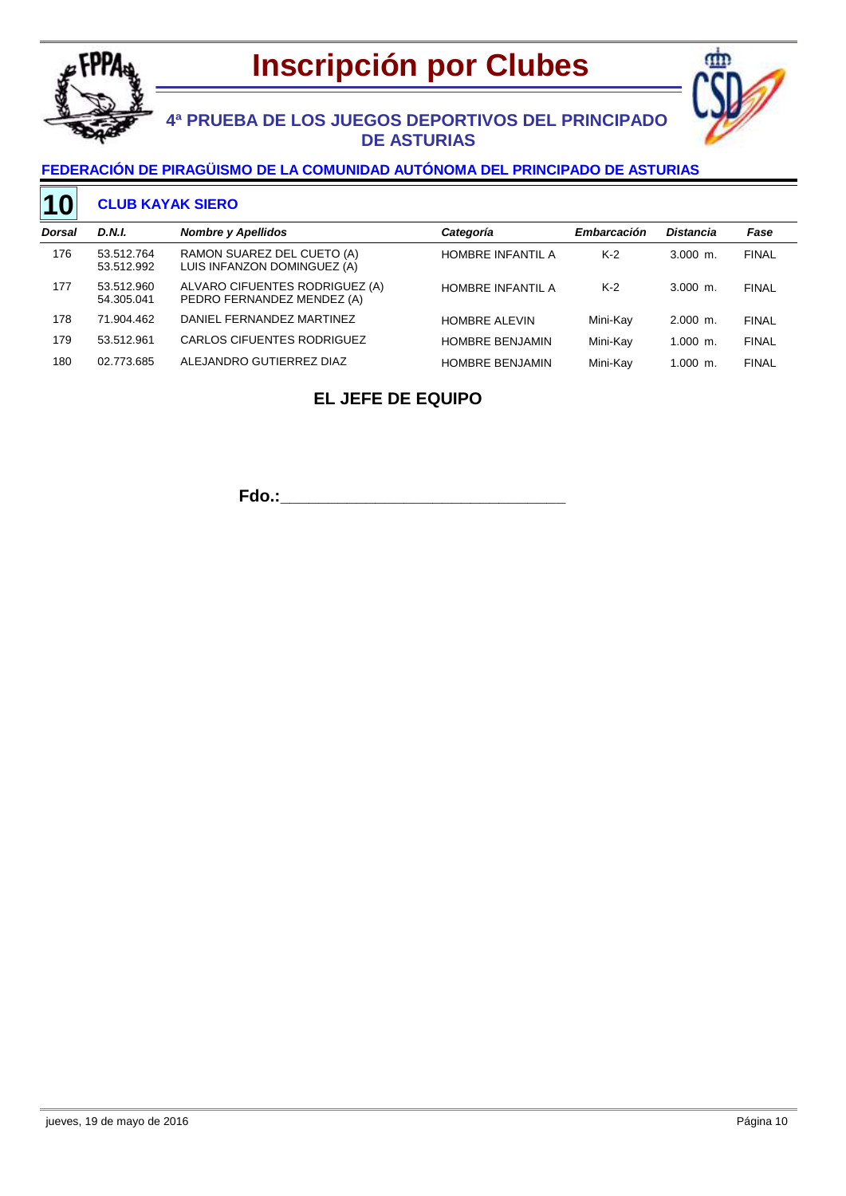# Inscripción por Clubes

## 4ª PRUEBA DE LOS JUEGOS DEPORTIVOS DEL PRINCIPADO DE ASTURIAS

### FEDERACIÓN DE PIRAGÜISMO DE LA COMUNIDAD AUTÓNOMA DEL PRINCIPADO DE ASTURIAS

**10** **CLUB KAYAK SIERO**

| *Dorsal* | *D.N.I.* | *Nombre y Apellidos* | *Categoría* | *Embarcación* | *Distancia* | *Fase* |
|---|---|---|---|---|---|---|
| 176 | 53.512.764<br>53.512.992 | RAMON SUAREZ DEL CUETO (A)<br>LUIS INFANZON DOMINGUEZ (A) | HOMBRE INFANTIL A | K-2 | 3.000 m. | FINAL |
| 177 | 53.512.960<br>54.305.041 | ALVARO CIFUENTES RODRIGUEZ (A)<br>PEDRO FERNANDEZ MENDEZ (A) | HOMBRE INFANTIL A | K-2 | 3.000 m. | FINAL |
| 178 | 71.904.462 | DANIEL FERNANDEZ MARTINEZ | HOMBRE ALEVIN | Mini-Kay | 2.000 m. | FINAL |
| 179 | 53.512.961 | CARLOS CIFUENTES RODRIGUEZ | HOMBRE BENJAMIN | Mini-Kay | 1.000 m. | FINAL |
| 180 | 02.773.685 | ALEJANDRO GUTIERREZ DIAZ | HOMBRE BENJAMIN | Mini-Kay | 1.000 m. | FINAL |

**EL JEFE DE EQUIPO**

**Fdo.:**\_\_\_\_\_\_\_\_\_\_\_\_\_\_\_\_\_\_\_\_\_\_\_\_\_\_\_\_\_\_

jueves, 19 de mayo de 2016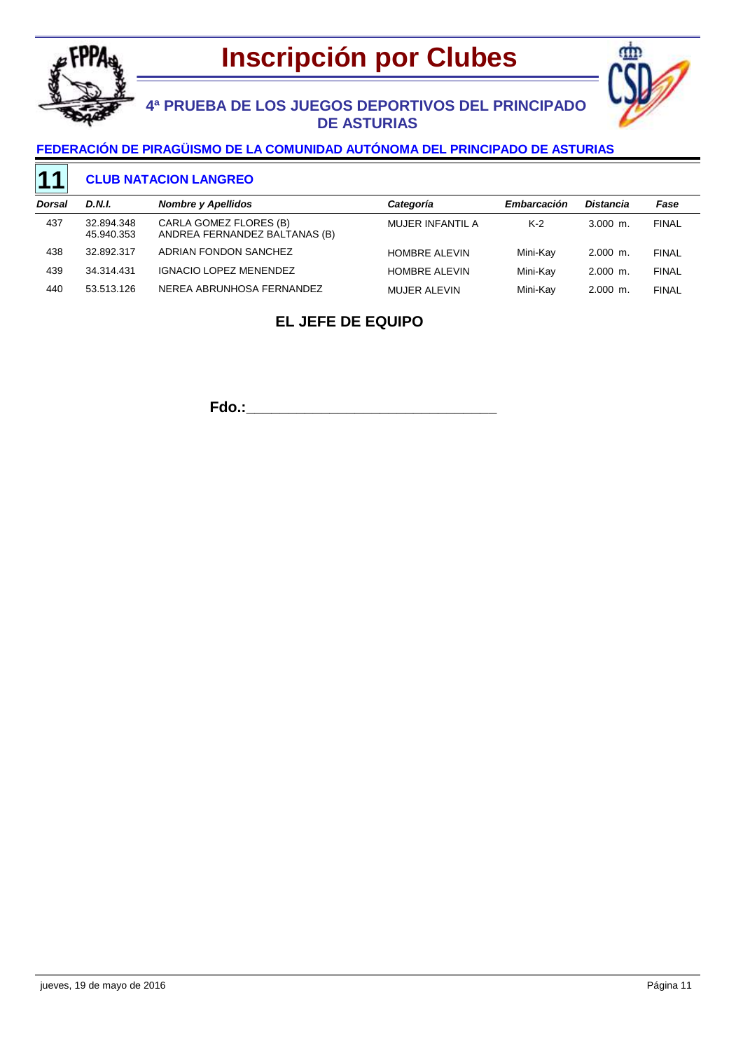# Inscripción por Clubes

## 4ª PRUEBA DE LOS JUEGOS DEPORTIVOS DEL PRINCIPADO DE ASTURIAS

### FEDERACIÓN DE PIRAGÜISMO DE LA COMUNIDAD AUTÓNOMA DEL PRINCIPADO DE ASTURIAS

**11** **CLUB NATACION LANGREO**

| Dorsal | D.N.I. | Nombre y Apellidos | Categoría | Embarcación | Distancia | Fase |
|---|---|---|---|---|---|---|
| 437 | 32.894.348<br>45.940.353 | CARLA GOMEZ FLORES (B)<br>ANDREA FERNANDEZ BALTANAS (B) | MUJER INFANTIL A | K-2 | 3.000 m. | FINAL |
| 438 | 32.892.317 | ADRIAN FONDON SANCHEZ | HOMBRE ALEVIN | Mini-Kay | 2.000 m. | FINAL |
| 439 | 34.314.431 | IGNACIO LOPEZ MENENDEZ | HOMBRE ALEVIN | Mini-Kay | 2.000 m. | FINAL |
| 440 | 53.513.126 | NEREA ABRUNHOSA FERNANDEZ | MUJER ALEVIN | Mini-Kay | 2.000 m. | FINAL |

**EL JEFE DE EQUIPO**

**Fdo.:**_______________________________

jueves, 19 de mayo de 2016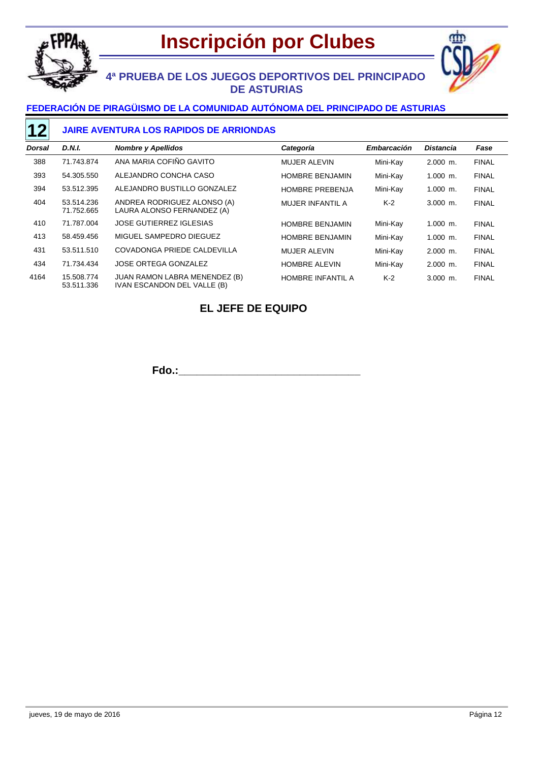# Inscripción por Clubes

## 4ª PRUEBA DE LOS JUEGOS DEPORTIVOS DEL PRINCIPADO DE ASTURIAS

### FEDERACIÓN DE PIRAGÜISMO DE LA COMUNIDAD AUTÓNOMA DEL PRINCIPADO DE ASTURIAS

**12** **JAIRE AVENTURA LOS RAPIDOS DE ARRIONDAS**

| Dorsal | D.N.I. | Nombre y Apellidos | Categoría | Embarcación | Distancia | Fase |
|---|---|---|---|---|---|---|
| 388 | 71.743.874 | ANA MARIA COFIÑO GAVITO | MUJER ALEVIN | Mini-Kay | 2.000 m. | FINAL |
| 393 | 54.305.550 | ALEJANDRO CONCHA CASO | HOMBRE BENJAMIN | Mini-Kay | 1.000 m. | FINAL |
| 394 | 53.512.395 | ALEJANDRO BUSTILLO GONZALEZ | HOMBRE PREBENJA | Mini-Kay | 1.000 m. | FINAL |
| 404 | 53.514.236<br>71.752.665 | ANDREA RODRIGUEZ ALONSO (A)<br>LAURA ALONSO FERNANDEZ (A) | MUJER INFANTIL A | K-2 | 3.000 m. | FINAL |
| 410 | 71.787.004 | JOSE GUTIERREZ IGLESIAS | HOMBRE BENJAMIN | Mini-Kay | 1.000 m. | FINAL |
| 413 | 58.459.456 | MIGUEL SAMPEDRO DIEGUEZ | HOMBRE BENJAMIN | Mini-Kay | 1.000 m. | FINAL |
| 431 | 53.511.510 | COVADONGA PRIEDE CALDEVILLA | MUJER ALEVIN | Mini-Kay | 2.000 m. | FINAL |
| 434 | 71.734.434 | JOSE ORTEGA GONZALEZ | HOMBRE ALEVIN | Mini-Kay | 2.000 m. | FINAL |
| 4164 | 15.508.774<br>53.511.336 | JUAN RAMON LABRA MENENDEZ (B)<br>IVAN ESCANDON DEL VALLE (B) | HOMBRE INFANTIL A | K-2 | 3.000 m. | FINAL |

**EL JEFE DE EQUIPO**

**Fdo.:**\_\_\_\_\_\_\_\_\_\_\_\_\_\_\_\_\_\_\_\_\_\_\_\_\_\_\_\_\_\_

jueves, 19 de mayo de 2016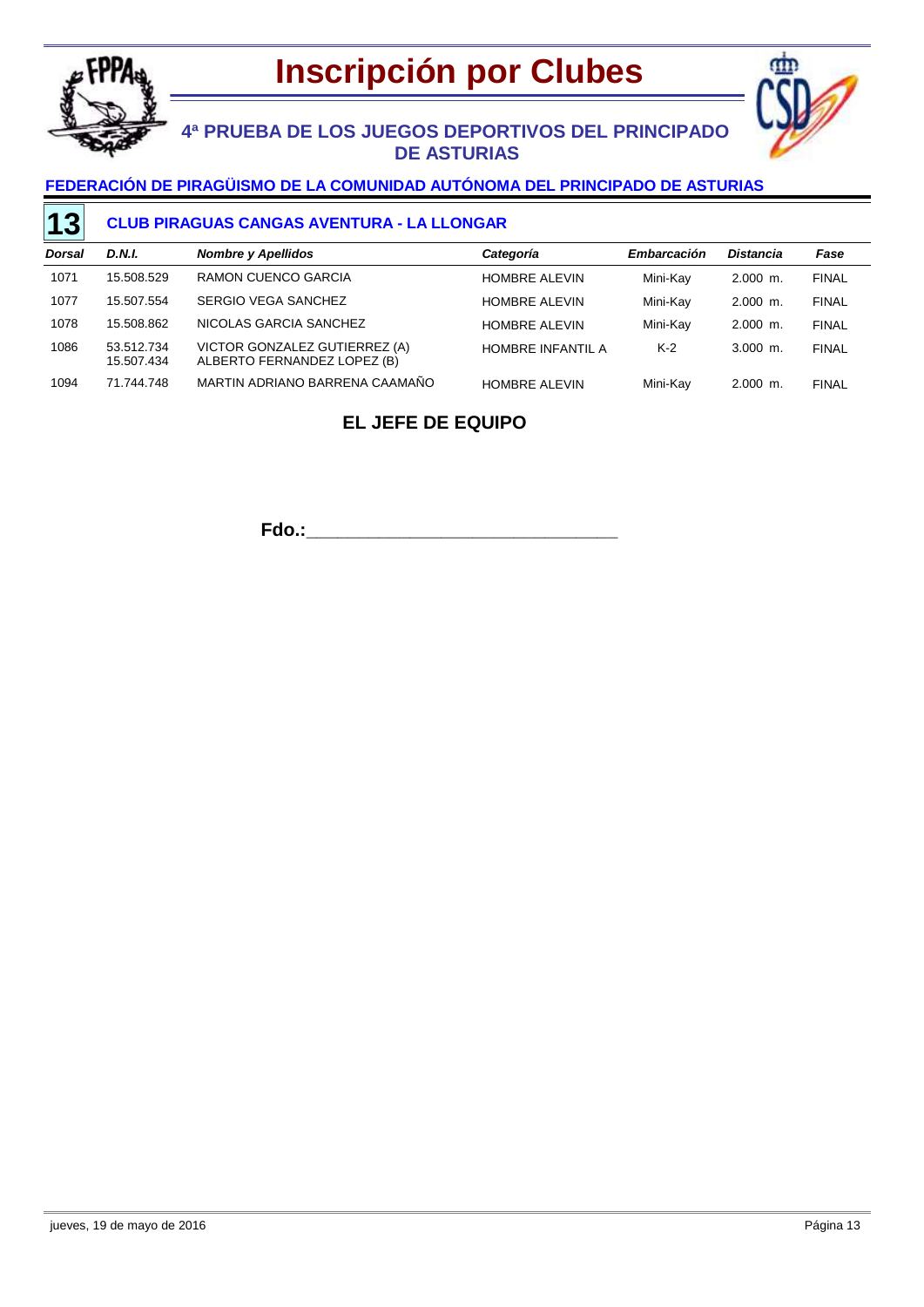# Inscripción por Clubes

## 4ª PRUEBA DE LOS JUEGOS DEPORTIVOS DEL PRINCIPADO DE ASTURIAS

### FEDERACIÓN DE PIRAGÜISMO DE LA COMUNIDAD AUTÓNOMA DEL PRINCIPADO DE ASTURIAS

### 13 CLUB PIRAGUAS CANGAS AVENTURA - LA LLONGAR

| *Dorsal* | *D.N.I.* | *Nombre y Apellidos* | *Categoría* | *Embarcación* | *Distancia* | *Fase* |
|---|---|---|---|---|---|---|
| 1071 | 15.508.529 | RAMON CUENCO GARCIA | HOMBRE ALEVIN | Mini-Kay | 2.000 m. | FINAL |
| 1077 | 15.507.554 | SERGIO VEGA SANCHEZ | HOMBRE ALEVIN | Mini-Kay | 2.000 m. | FINAL |
| 1078 | 15.508.862 | NICOLAS GARCIA SANCHEZ | HOMBRE ALEVIN | Mini-Kay | 2.000 m. | FINAL |
| 1086 | 53.512.734<br>15.507.434 | VICTOR GONZALEZ GUTIERREZ (A)<br>ALBERTO FERNANDEZ LOPEZ (B) | HOMBRE INFANTIL A | K-2 | 3.000 m. | FINAL |
| 1094 | 71.744.748 | MARTIN ADRIANO BARRENA CAAMAÑO | HOMBRE ALEVIN | Mini-Kay | 2.000 m. | FINAL |

**EL JEFE DE EQUIPO**

**Fdo.:**_______________________________

jueves, 19 de mayo de 2016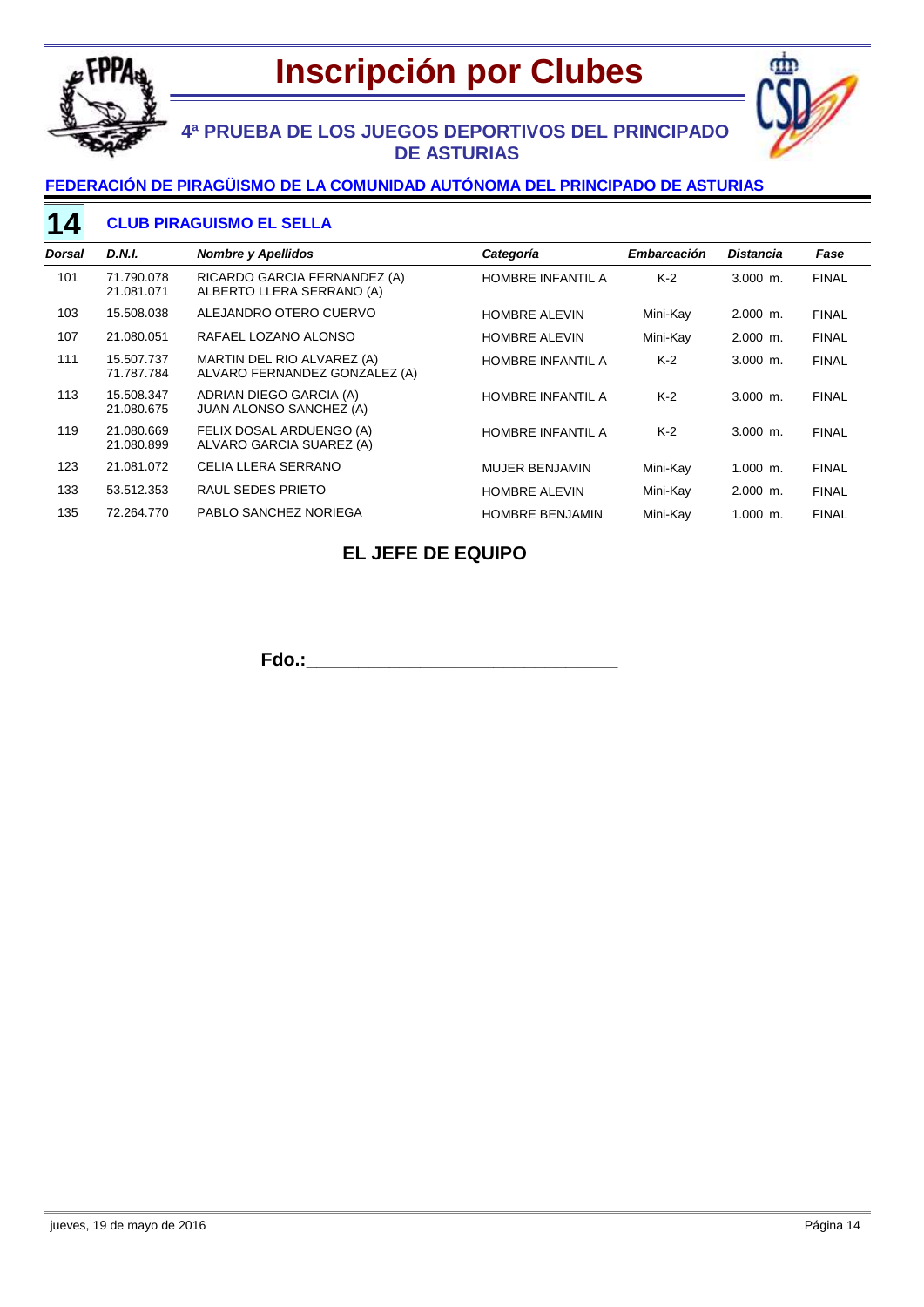# Inscripción por Clubes

## 4ª PRUEBA DE LOS JUEGOS DEPORTIVOS DEL PRINCIPADO DE ASTURIAS

### FEDERACIÓN DE PIRAGÜISMO DE LA COMUNIDAD AUTÓNOMA DEL PRINCIPADO DE ASTURIAS

### 14 CLUB PIRAGUISMO EL SELLA

| *Dorsal* | *D.N.I.* | *Nombre y Apellidos* | *Categoría* | *Embarcación* | *Distancia* | *Fase* |
|---|---|---|---|---|---|---|
| 101 | 71.790.078<br>21.081.071 | RICARDO GARCIA FERNANDEZ (A)<br>ALBERTO LLERA SERRANO (A) | HOMBRE INFANTIL A | K-2 | 3.000 m. | FINAL |
| 103 | 15.508.038 | ALEJANDRO OTERO CUERVO | HOMBRE ALEVIN | Mini-Kay | 2.000 m. | FINAL |
| 107 | 21.080.051 | RAFAEL LOZANO ALONSO | HOMBRE ALEVIN | Mini-Kay | 2.000 m. | FINAL |
| 111 | 15.507.737<br>71.787.784 | MARTIN DEL RIO ALVAREZ (A)<br>ALVARO FERNANDEZ GONZALEZ (A) | HOMBRE INFANTIL A | K-2 | 3.000 m. | FINAL |
| 113 | 15.508.347<br>21.080.675 | ADRIAN DIEGO GARCIA (A)<br>JUAN ALONSO SANCHEZ (A) | HOMBRE INFANTIL A | K-2 | 3.000 m. | FINAL |
| 119 | 21.080.669<br>21.080.899 | FELIX DOSAL ARDUENGO (A)<br>ALVARO GARCIA SUAREZ (A) | HOMBRE INFANTIL A | K-2 | 3.000 m. | FINAL |
| 123 | 21.081.072 | CELIA LLERA SERRANO | MUJER BENJAMIN | Mini-Kay | 1.000 m. | FINAL |
| 133 | 53.512.353 | RAUL SEDES PRIETO | HOMBRE ALEVIN | Mini-Kay | 2.000 m. | FINAL |
| 135 | 72.264.770 | PABLO SANCHEZ NORIEGA | HOMBRE BENJAMIN | Mini-Kay | 1.000 m. | FINAL |

**EL JEFE DE EQUIPO**

**Fdo.:**_________________________________

jueves, 19 de mayo de 2016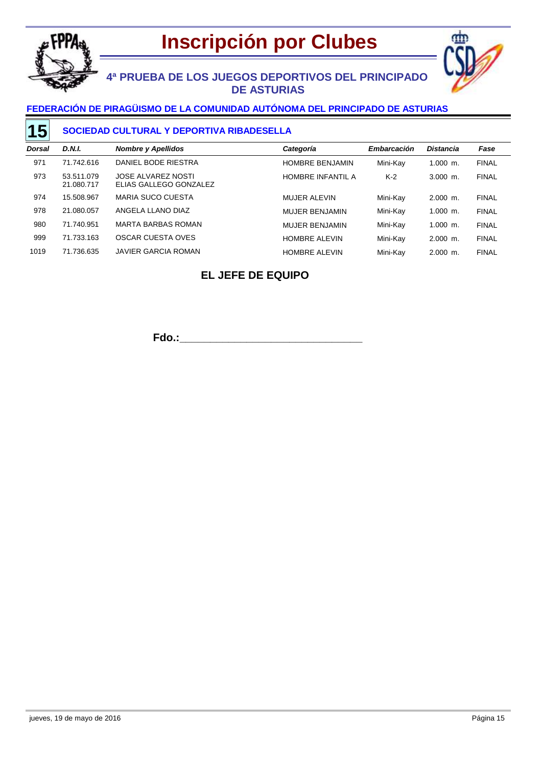# Inscripción por Clubes

## 4ª PRUEBA DE LOS JUEGOS DEPORTIVOS DEL PRINCIPADO DE ASTURIAS

### FEDERACIÓN DE PIRAGÜISMO DE LA COMUNIDAD AUTÓNOMA DEL PRINCIPADO DE ASTURIAS

### 15 SOCIEDAD CULTURAL Y DEPORTIVA RIBADESELLA

| *Dorsal* | *D.N.I.* | *Nombre y Apellidos* | *Categoría* | *Embarcación* | *Distancia* | *Fase* |
|---|---|---|---|---|---|---|
| 971 | 71.742.616 | DANIEL BODE RIESTRA | HOMBRE BENJAMIN | Mini-Kay | 1.000 m. | FINAL |
| 973 | 53.511.079<br>21.080.717 | JOSE ALVAREZ NOSTI<br>ELIAS GALLEGO GONZALEZ | HOMBRE INFANTIL A | K-2 | 3.000 m. | FINAL |
| 974 | 15.508.967 | MARIA SUCO CUESTA | MUJER ALEVIN | Mini-Kay | 2.000 m. | FINAL |
| 978 | 21.080.057 | ANGELA LLANO DIAZ | MUJER BENJAMIN | Mini-Kay | 1.000 m. | FINAL |
| 980 | 71.740.951 | MARTA BARBAS ROMAN | MUJER BENJAMIN | Mini-Kay | 1.000 m. | FINAL |
| 999 | 71.733.163 | OSCAR CUESTA OVES | HOMBRE ALEVIN | Mini-Kay | 2.000 m. | FINAL |
| 1019 | 71.736.635 | JAVIER GARCIA ROMAN | HOMBRE ALEVIN | Mini-Kay | 2.000 m. | FINAL |

**EL JEFE DE EQUIPO**

**Fdo.:**________________________________

jueves, 19 de mayo de 2016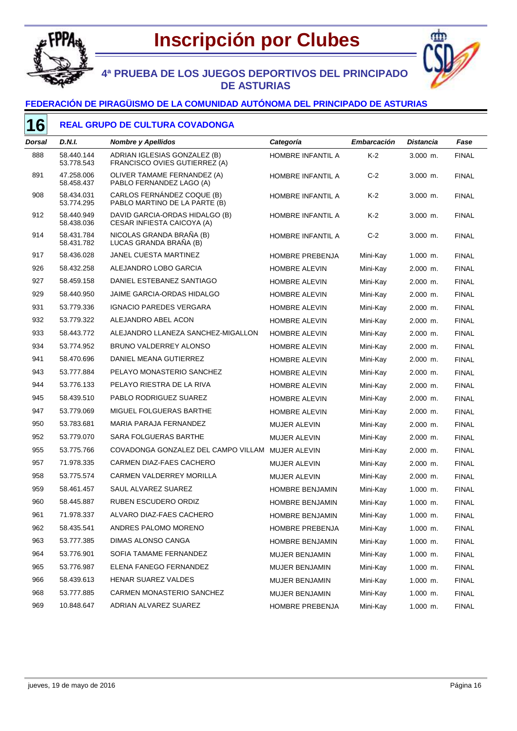# Inscripción por Clubes

## 4ª PRUEBA DE LOS JUEGOS DEPORTIVOS DEL PRINCIPADO DE ASTURIAS

### FEDERACIÓN DE PIRAGÜISMO DE LA COMUNIDAD AUTÓNOMA DEL PRINCIPADO DE ASTURIAS

### 16 REAL GRUPO DE CULTURA COVADONGA

| Dorsal | D.N.I. | Nombre y Apellidos | Categoría | Embarcación | Distancia | Fase |
|---|---|---|---|---|---|---|
| 888 | 58.440.144<br>53.778.543 | ADRIAN IGLESIAS GONZALEZ (B)<br>FRANCISCO OVIES GUTIERREZ (A) | HOMBRE INFANTIL A | K-2 | 3.000 m. | FINAL |
| 891 | 47.258.006<br>58.458.437 | OLIVER TAMAME FERNANDEZ (A)<br>PABLO FERNANDEZ LAGO (A) | HOMBRE INFANTIL A | C-2 | 3.000 m. | FINAL |
| 908 | 58.434.031<br>53.774.295 | CARLOS FERNÁNDEZ COQUE (B)<br>PABLO MARTINO DE LA PARTE (B) | HOMBRE INFANTIL A | K-2 | 3.000 m. | FINAL |
| 912 | 58.440.949<br>58.438.036 | DAVID GARCIA-ORDAS HIDALGO (B)<br>CESAR INFIESTA CAICOYA (A) | HOMBRE INFANTIL A | K-2 | 3.000 m. | FINAL |
| 914 | 58.431.784<br>58.431.782 | NICOLAS GRANDA BRAÑA (B)<br>LUCAS GRANDA BRAÑA (B) | HOMBRE INFANTIL A | C-2 | 3.000 m. | FINAL |
| 917 | 58.436.028 | JANEL CUESTA MARTINEZ | HOMBRE PREBENJA | Mini-Kay | 1.000 m. | FINAL |
| 926 | 58.432.258 | ALEJANDRO LOBO GARCIA | HOMBRE ALEVIN | Mini-Kay | 2.000 m. | FINAL |
| 927 | 58.459.158 | DANIEL ESTEBANEZ SANTIAGO | HOMBRE ALEVIN | Mini-Kay | 2.000 m. | FINAL |
| 929 | 58.440.950 | JAIME GARCIA-ORDAS HIDALGO | HOMBRE ALEVIN | Mini-Kay | 2.000 m. | FINAL |
| 931 | 53.779.336 | IGNACIO PAREDES VERGARA | HOMBRE ALEVIN | Mini-Kay | 2.000 m. | FINAL |
| 932 | 53.779.322 | ALEJANDRO ABEL ACON | HOMBRE ALEVIN | Mini-Kay | 2.000 m. | FINAL |
| 933 | 58.443.772 | ALEJANDRO LLANEZA SANCHEZ-MIGALLON | HOMBRE ALEVIN | Mini-Kay | 2.000 m. | FINAL |
| 934 | 53.774.952 | BRUNO VALDERREY ALONSO | HOMBRE ALEVIN | Mini-Kay | 2.000 m. | FINAL |
| 941 | 58.470.696 | DANIEL MEANA GUTIERREZ | HOMBRE ALEVIN | Mini-Kay | 2.000 m. | FINAL |
| 943 | 53.777.884 | PELAYO MONASTERIO SANCHEZ | HOMBRE ALEVIN | Mini-Kay | 2.000 m. | FINAL |
| 944 | 53.776.133 | PELAYO RIESTRA DE LA RIVA | HOMBRE ALEVIN | Mini-Kay | 2.000 m. | FINAL |
| 945 | 58.439.510 | PABLO RODRIGUEZ SUAREZ | HOMBRE ALEVIN | Mini-Kay | 2.000 m. | FINAL |
| 947 | 53.779.069 | MIGUEL FOLGUERAS BARTHE | HOMBRE ALEVIN | Mini-Kay | 2.000 m. | FINAL |
| 950 | 53.783.681 | MARIA PARAJA FERNANDEZ | MUJER ALEVIN | Mini-Kay | 2.000 m. | FINAL |
| 952 | 53.779.070 | SARA FOLGUERAS BARTHE | MUJER ALEVIN | Mini-Kay | 2.000 m. | FINAL |
| 955 | 53.775.766 | COVADONGA GONZALEZ DEL CAMPO VILLAM | MUJER ALEVIN | Mini-Kay | 2.000 m. | FINAL |
| 957 | 71.978.335 | CARMEN DIAZ-FAES CACHERO | MUJER ALEVIN | Mini-Kay | 2.000 m. | FINAL |
| 958 | 53.775.574 | CARMEN VALDERREY MORILLA | MUJER ALEVIN | Mini-Kay | 2.000 m. | FINAL |
| 959 | 58.461.457 | SAUL ALVAREZ SUAREZ | HOMBRE BENJAMIN | Mini-Kay | 1.000 m. | FINAL |
| 960 | 58.445.887 | RUBEN ESCUDERO ORDIZ | HOMBRE BENJAMIN | Mini-Kay | 1.000 m. | FINAL |
| 961 | 71.978.337 | ALVARO DIAZ-FAES CACHERO | HOMBRE BENJAMIN | Mini-Kay | 1.000 m. | FINAL |
| 962 | 58.435.541 | ANDRES PALOMO MORENO | HOMBRE PREBENJA | Mini-Kay | 1.000 m. | FINAL |
| 963 | 53.777.385 | DIMAS ALONSO CANGA | HOMBRE BENJAMIN | Mini-Kay | 1.000 m. | FINAL |
| 964 | 53.776.901 | SOFIA TAMAME FERNANDEZ | MUJER BENJAMIN | Mini-Kay | 1.000 m. | FINAL |
| 965 | 53.776.987 | ELENA FANEGO FERNANDEZ | MUJER BENJAMIN | Mini-Kay | 1.000 m. | FINAL |
| 966 | 58.439.613 | HENAR SUAREZ VALDES | MUJER BENJAMIN | Mini-Kay | 1.000 m. | FINAL |
| 968 | 53.777.885 | CARMEN MONASTERIO SANCHEZ | MUJER BENJAMIN | Mini-Kay | 1.000 m. | FINAL |
| 969 | 10.848.647 | ADRIAN ALVAREZ SUAREZ | HOMBRE PREBENJA | Mini-Kay | 1.000 m. | FINAL |

jueves, 19 de mayo de 2016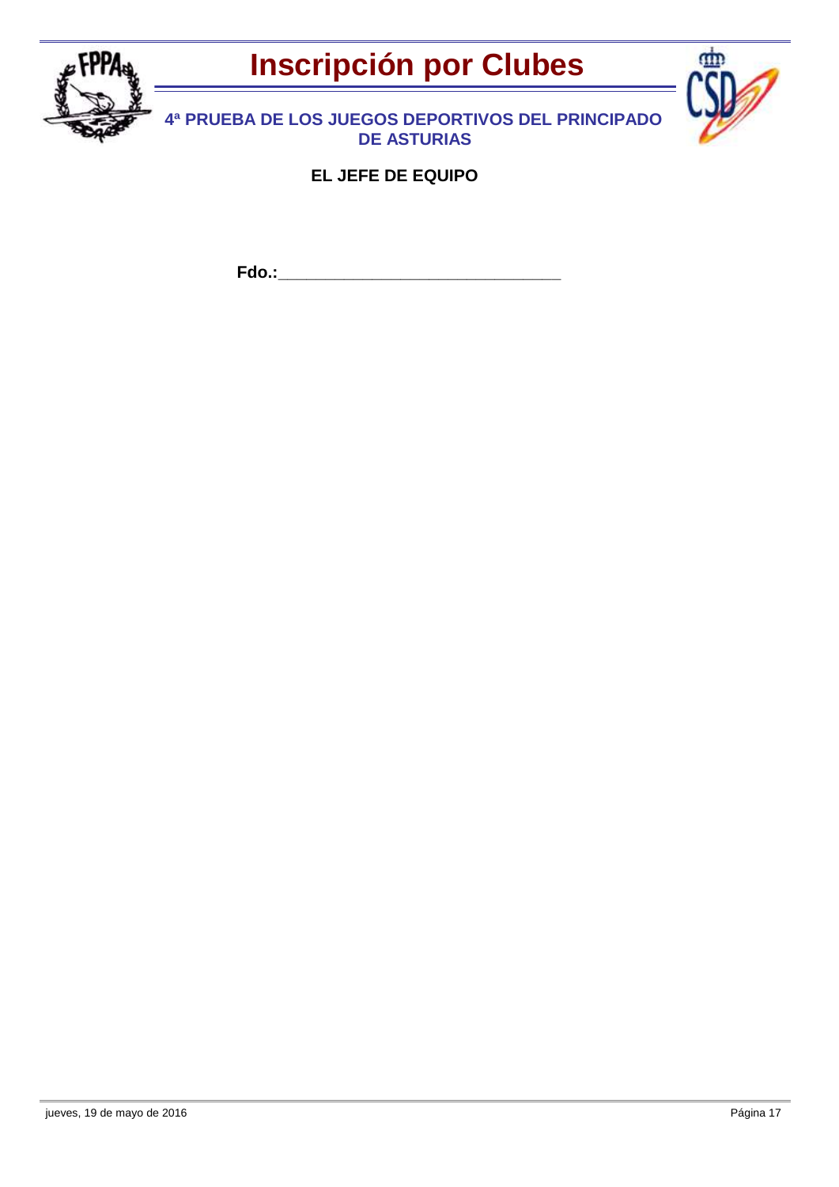# Inscripción por Clubes

**4ª PRUEBA DE LOS JUEGOS DEPORTIVOS DEL PRINCIPADO DE ASTURIAS**

**EL JEFE DE EQUIPO**

**Fdo.:______________________________**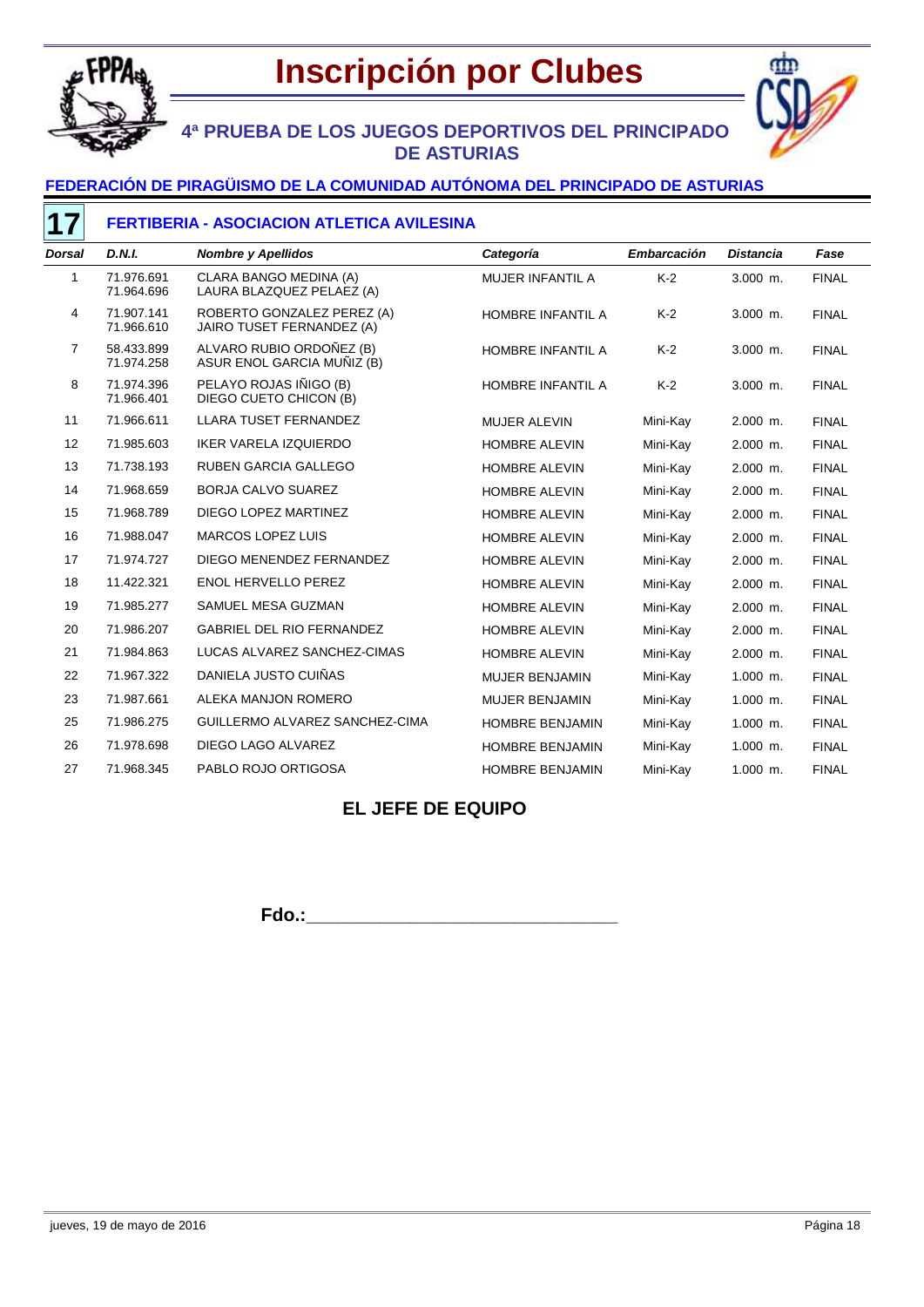# Inscripción por Clubes

## 4ª PRUEBA DE LOS JUEGOS DEPORTIVOS DEL PRINCIPADO DE ASTURIAS

### FEDERACIÓN DE PIRAGÜISMO DE LA COMUNIDAD AUTÓNOMA DEL PRINCIPADO DE ASTURIAS

**17** **FERTIBERIA - ASOCIACION ATLETICA AVILESINA**

| *Dorsal* | *D.N.I.* | *Nombre y Apellidos* | *Categoría* | *Embarcación* | *Distancia* | *Fase* |
|---|---|---|---|---|---|---|
| 1 | 71.976.691<br>71.964.696 | CLARA BANGO MEDINA (A)<br>LAURA BLAZQUEZ PELAEZ (A) | MUJER INFANTIL A | K-2 | 3.000 m. | FINAL |
| 4 | 71.907.141<br>71.966.610 | ROBERTO GONZALEZ PEREZ (A)<br>JAIRO TUSET FERNANDEZ (A) | HOMBRE INFANTIL A | K-2 | 3.000 m. | FINAL |
| 7 | 58.433.899<br>71.974.258 | ALVARO RUBIO ORDOÑEZ (B)<br>ASUR ENOL GARCIA MUÑIZ (B) | HOMBRE INFANTIL A | K-2 | 3.000 m. | FINAL |
| 8 | 71.974.396<br>71.966.401 | PELAYO ROJAS IÑIGO (B)<br>DIEGO CUETO CHICON (B) | HOMBRE INFANTIL A | K-2 | 3.000 m. | FINAL |
| 11 | 71.966.611 | LLARA TUSET FERNANDEZ | MUJER ALEVIN | Mini-Kay | 2.000 m. | FINAL |
| 12 | 71.985.603 | IKER VARELA IZQUIERDO | HOMBRE ALEVIN | Mini-Kay | 2.000 m. | FINAL |
| 13 | 71.738.193 | RUBEN GARCIA GALLEGO | HOMBRE ALEVIN | Mini-Kay | 2.000 m. | FINAL |
| 14 | 71.968.659 | BORJA CALVO SUAREZ | HOMBRE ALEVIN | Mini-Kay | 2.000 m. | FINAL |
| 15 | 71.968.789 | DIEGO LOPEZ MARTINEZ | HOMBRE ALEVIN | Mini-Kay | 2.000 m. | FINAL |
| 16 | 71.988.047 | MARCOS LOPEZ LUIS | HOMBRE ALEVIN | Mini-Kay | 2.000 m. | FINAL |
| 17 | 71.974.727 | DIEGO MENENDEZ FERNANDEZ | HOMBRE ALEVIN | Mini-Kay | 2.000 m. | FINAL |
| 18 | 11.422.321 | ENOL HERVELLO PEREZ | HOMBRE ALEVIN | Mini-Kay | 2.000 m. | FINAL |
| 19 | 71.985.277 | SAMUEL MESA GUZMAN | HOMBRE ALEVIN | Mini-Kay | 2.000 m. | FINAL |
| 20 | 71.986.207 | GABRIEL DEL RIO FERNANDEZ | HOMBRE ALEVIN | Mini-Kay | 2.000 m. | FINAL |
| 21 | 71.984.863 | LUCAS ALVAREZ SANCHEZ-CIMAS | HOMBRE ALEVIN | Mini-Kay | 2.000 m. | FINAL |
| 22 | 71.967.322 | DANIELA JUSTO CUIÑAS | MUJER BENJAMIN | Mini-Kay | 1.000 m. | FINAL |
| 23 | 71.987.661 | ALEKA MANJON ROMERO | MUJER BENJAMIN | Mini-Kay | 1.000 m. | FINAL |
| 25 | 71.986.275 | GUILLERMO ALVAREZ SANCHEZ-CIMA | HOMBRE BENJAMIN | Mini-Kay | 1.000 m. | FINAL |
| 26 | 71.978.698 | DIEGO LAGO ALVAREZ | HOMBRE BENJAMIN | Mini-Kay | 1.000 m. | FINAL |
| 27 | 71.968.345 | PABLO ROJO ORTIGOSA | HOMBRE BENJAMIN | Mini-Kay | 1.000 m. | FINAL |

**EL JEFE DE EQUIPO**

**Fdo.:\_\_\_\_\_\_\_\_\_\_\_\_\_\_\_\_\_\_\_\_\_\_\_\_\_\_\_\_\_\_**

jueves, 19 de mayo de 2016